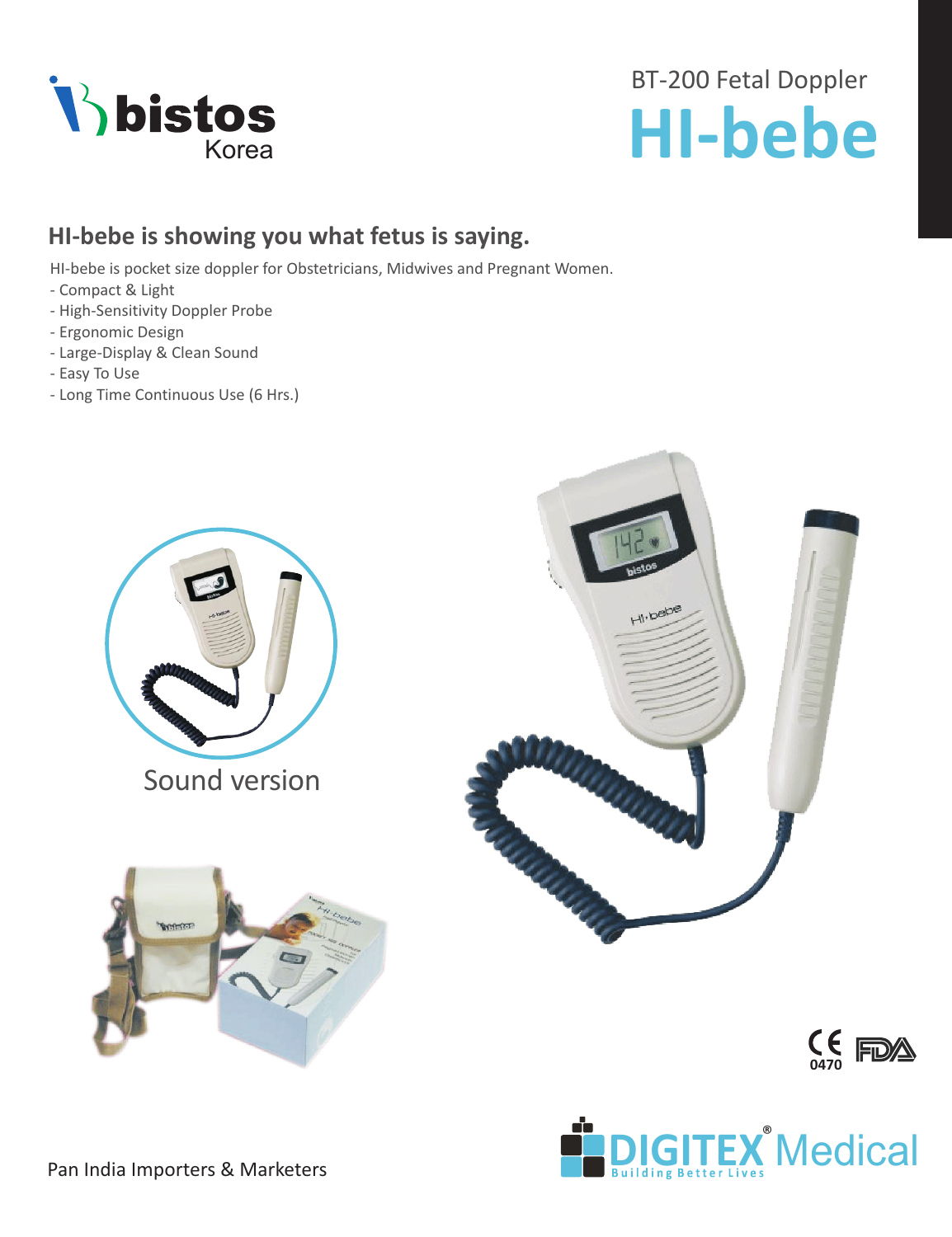bistos
Korea

BT-200 Fetal Doppler

# HI-bebe

## HI-bebe is showing you what fetus is saying.

HI-bebe is pocket size doppler for Obstetricians, Midwives and Pregnant Women.

- Compact & Light
- High-Sensitivity Doppler Probe
- Ergonomic Design
- Large-Display & Clean Sound
- Easy To Use
- Long Time Continuous Use (6 Hrs.)

Sound version

CE 0470 FDA

Pan India Importers & Marketers

DIGITEX® Medical
Building Better Lives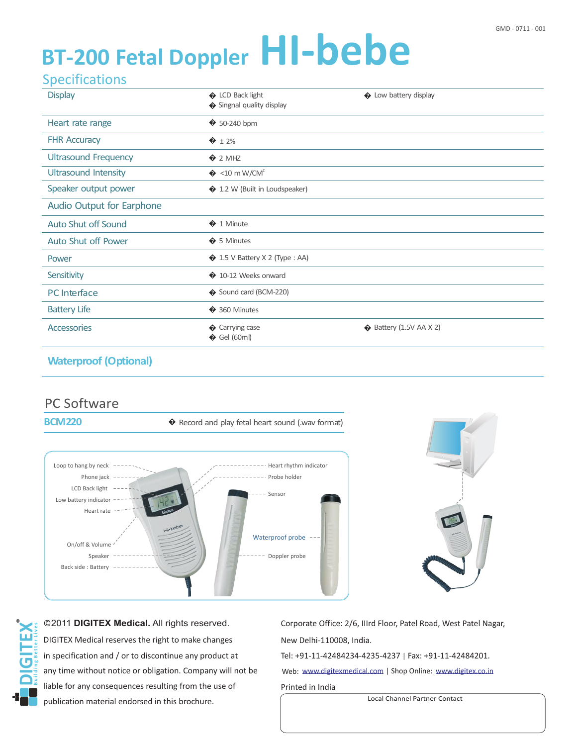GMD - 0711 - 001

# BT-200 Fetal Doppler HI-bebe

## Specifications

| | | |
|---|---|---|
| Display | � LCD Back light<br>� Singnal quality display | � Low battery display |
| Heart rate range | � 50-240 bpm | |
| FHR Accuracy | � ± 2% | |
| Ultrasound Frequency | � 2 MHZ | |
| Ultrasound Intensity | � <10 m W/CM$^2$ | |
| Speaker output power | � 1.2 W (Built in Loudspeaker) | |
| Audio Output for Earphone | | |
| Auto Shut off Sound | � 1 Minute | |
| Auto Shut off Power | � 5 Minutes | |
| Power | � 1.5 V Battery X 2 (Type : AA) | |
| Sensitivity | � 10-12 Weeks onward | |
| PC Interface | � Sound card (BCM-220) | |
| Battery Life | � 360 Minutes | |
| Accessories | � Carrying case<br>� Gel (60ml) | � Battery (1.5V AA X 2) |

**Waterproof (Optional)**

## PC Software

| | |
|---|---|
| BCM220 | � Record and play fetal heart sound (.wav format) |

Loop to hang by neck
Phone jack
LCD Back light
Low battery indicator
Heart rate
On/off & Volume
Speaker
Back side : Battery
Heart rhythm indicator
Probe holder
Sensor
Waterproof probe
Doppler probe

DIGITEX® Building Better Lives

©2011 **DIGITEX Medical.** All rights reserved.
DIGITEX Medical reserves the right to make changes in specification and / or to discontinue any product at any time without notice or obligation. Company will not be liable for any consequences resulting from the use of publication material endorsed in this brochure.

Corporate Office: 2/6, IIIrd Floor, Patel Road, West Patel Nagar, New Delhi-110008, India.
Tel: +91-11-42484234-4235-4237 | Fax: +91-11-42484201.
Web: www.digitexmedical.com | Shop Online: www.digitex.co.in
Printed in India

Local Channel Partner Contact